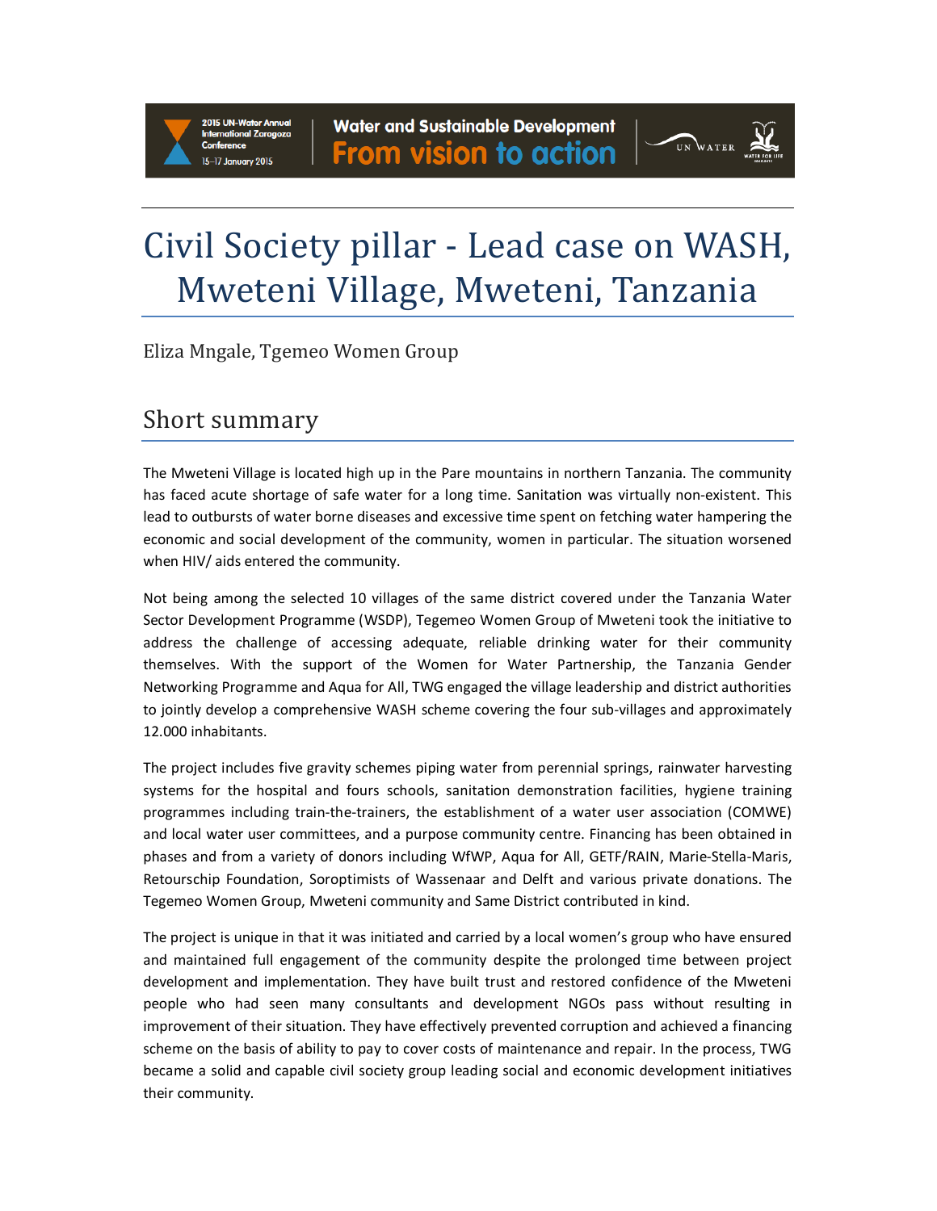# Civil Society pillar - Lead case on WASH, Mweteni Village, Mweteni, Tanzania

Eliza Mngale, Tgemeo Women Group

## Short summary

The Mweteni Village is located high up in the Pare mountains in northern Tanzania. The community has faced acute shortage of safe water for a long time. Sanitation was virtually non-existent. This lead to outbursts of water borne diseases and excessive time spent on fetching water hampering the economic and social development of the community, women in particular. The situation worsened when HIV/ aids entered the community.

Not being among the selected 10 villages of the same district covered under the Tanzania Water Sector Development Programme (WSDP), Tegemeo Women Group of Mweteni took the initiative to address the challenge of accessing adequate, reliable drinking water for their community themselves. With the support of the Women for Water Partnership, the Tanzania Gender Networking Programme and Aqua for All, TWG engaged the village leadership and district authorities to jointly develop a comprehensive WASH scheme covering the four sub-villages and approximately 12.000 inhabitants.

The project includes five gravity schemes piping water from perennial springs, rainwater harvesting systems for the hospital and fours schools, sanitation demonstration facilities, hygiene training programmes including train-the-trainers, the establishment of a water user association (COMWE) and local water user committees, and a purpose community centre. Financing has been obtained in phases and from a variety of donors including WfWP, Aqua for All, GETF/RAIN, Marie-Stella-Maris, Retourschip Foundation, Soroptimists of Wassenaar and Delft and various private donations. The Tegemeo Women Group, Mweteni community and Same District contributed in kind.

The project is unique in that it was initiated and carried by a local women's group who have ensured and maintained full engagement of the community despite the prolonged time between project development and implementation. They have built trust and restored confidence of the Mweteni people who had seen many consultants and development NGOs pass without resulting in improvement of their situation. They have effectively prevented corruption and achieved a financing scheme on the basis of ability to pay to cover costs of maintenance and repair. In the process, TWG became a solid and capable civil society group leading social and economic development initiatives their community.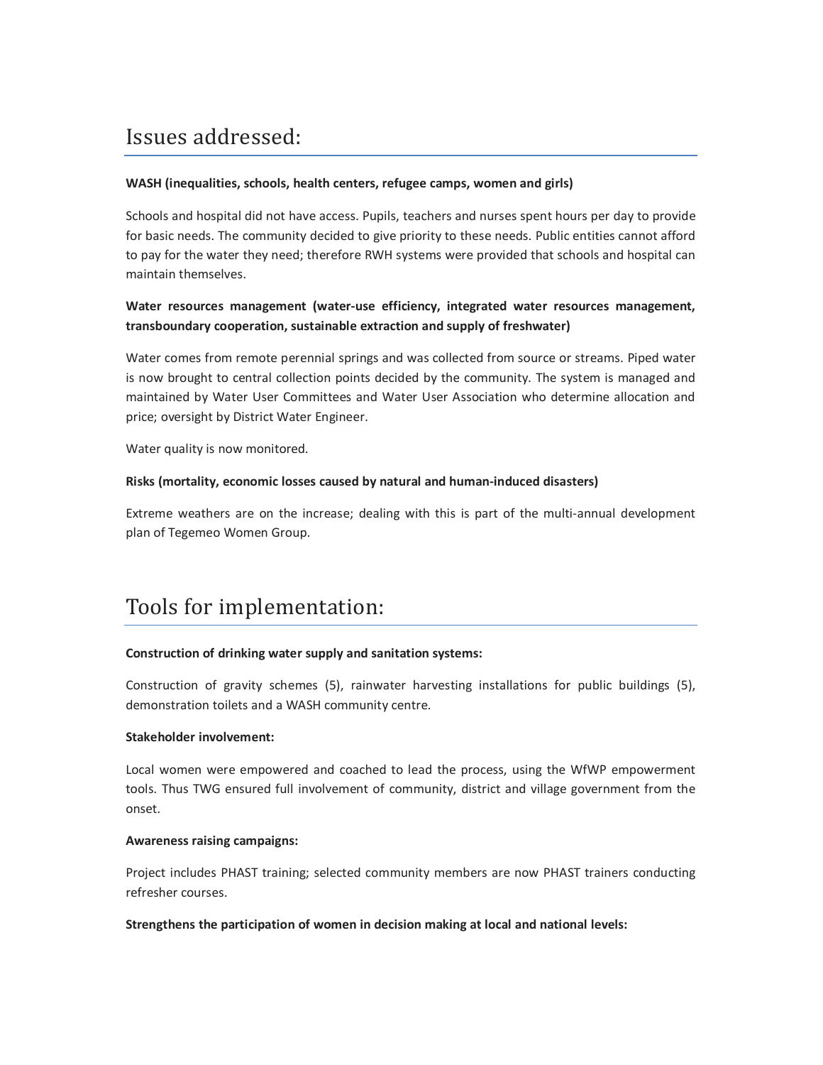## Issues addressed:

**WASH (inequalities, schools, health centers, refugee camps, women and girls)**

Schools and hospital did not have access. Pupils, teachers and nurses spent hours per day to provide for basic needs. The community decided to give priority to these needs. Public entities cannot afford to pay for the water they need; therefore RWH systems were provided that schools and hospital can maintain themselves.

**Water resources management (water-use efficiency, integrated water resources management, transboundary cooperation, sustainable extraction and supply of freshwater)**

Water comes from remote perennial springs and was collected from source or streams. Piped water is now brought to central collection points decided by the community. The system is managed and maintained by Water User Committees and Water User Association who determine allocation and price; oversight by District Water Engineer.

Water quality is now monitored.

**Risks (mortality, economic losses caused by natural and human-induced disasters)**

Extreme weathers are on the increase; dealing with this is part of the multi-annual development plan of Tegemeo Women Group.

## Tools for implementation:

**Construction of drinking water supply and sanitation systems:**

Construction of gravity schemes (5), rainwater harvesting installations for public buildings (5), demonstration toilets and a WASH community centre.

**Stakeholder involvement:**

Local women were empowered and coached to lead the process, using the WfWP empowerment tools. Thus TWG ensured full involvement of community, district and village government from the onset.

**Awareness raising campaigns:**

Project includes PHAST training; selected community members are now PHAST trainers conducting refresher courses.

**Strengthens the participation of women in decision making at local and national levels:**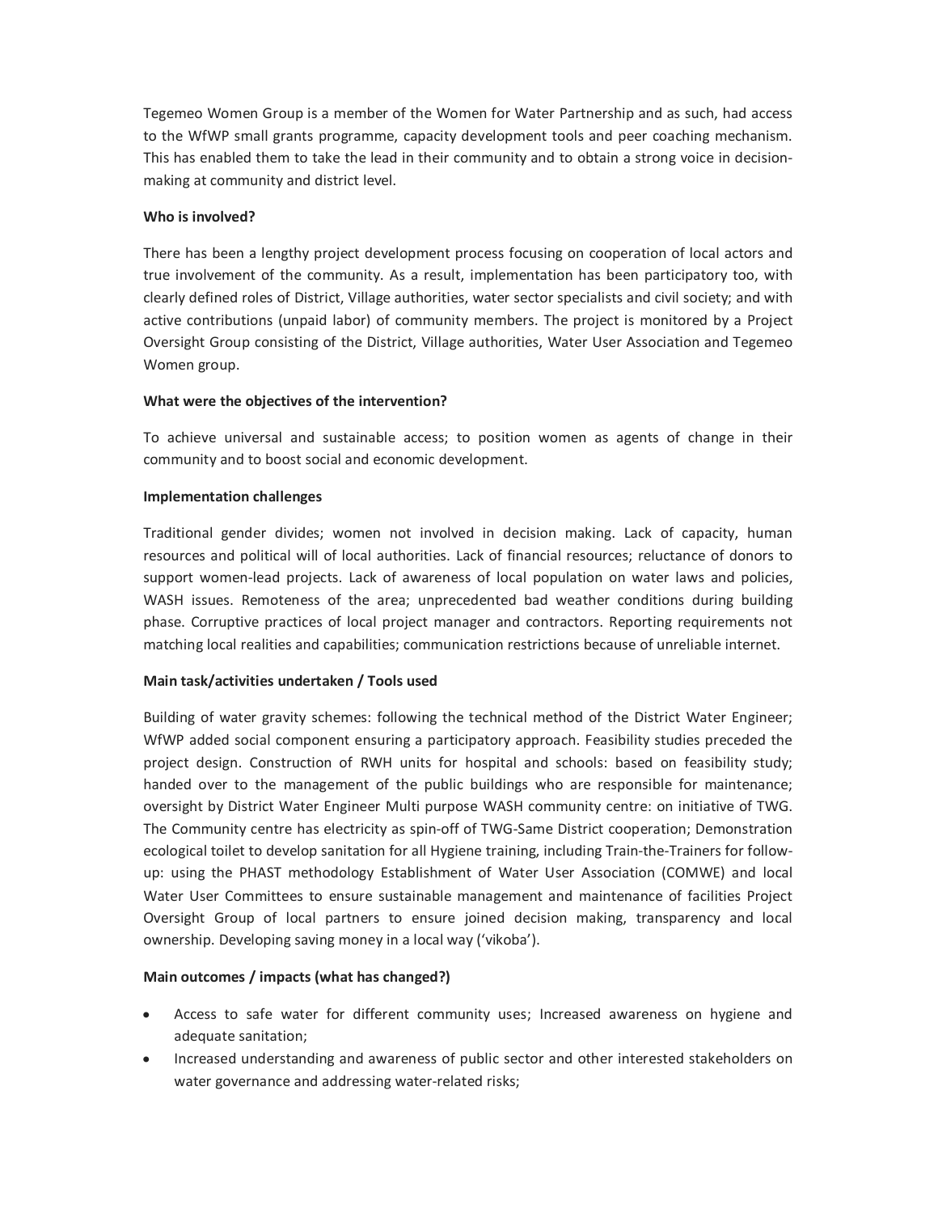Tegemeo Women Group is a member of the Women for Water Partnership and as such, had access to the WfWP small grants programme, capacity development tools and peer coaching mechanism. This has enabled them to take the lead in their community and to obtain a strong voice in decision-making at community and district level.

**Who is involved?**

There has been a lengthy project development process focusing on cooperation of local actors and true involvement of the community. As a result, implementation has been participatory too, with clearly defined roles of District, Village authorities, water sector specialists and civil society; and with active contributions (unpaid labor) of community members. The project is monitored by a Project Oversight Group consisting of the District, Village authorities, Water User Association and Tegemeo Women group.

**What were the objectives of the intervention?**

To achieve universal and sustainable access; to position women as agents of change in their community and to boost social and economic development.

**Implementation challenges**

Traditional gender divides; women not involved in decision making. Lack of capacity, human resources and political will of local authorities. Lack of financial resources; reluctance of donors to support women-lead projects. Lack of awareness of local population on water laws and policies, WASH issues. Remoteness of the area; unprecedented bad weather conditions during building phase. Corruptive practices of local project manager and contractors. Reporting requirements not matching local realities and capabilities; communication restrictions because of unreliable internet.

**Main task/activities undertaken / Tools used**

Building of water gravity schemes: following the technical method of the District Water Engineer; WfWP added social component ensuring a participatory approach. Feasibility studies preceded the project design. Construction of RWH units for hospital and schools: based on feasibility study; handed over to the management of the public buildings who are responsible for maintenance; oversight by District Water Engineer Multi purpose WASH community centre: on initiative of TWG. The Community centre has electricity as spin-off of TWG-Same District cooperation; Demonstration ecological toilet to develop sanitation for all Hygiene training, including Train-the-Trainers for follow-up: using the PHAST methodology Establishment of Water User Association (COMWE) and local Water User Committees to ensure sustainable management and maintenance of facilities Project Oversight Group of local partners to ensure joined decision making, transparency and local ownership. Developing saving money in a local way ('vikoba').

**Main outcomes / impacts (what has changed?)**

- Access to safe water for different community uses; Increased awareness on hygiene and adequate sanitation;
- Increased understanding and awareness of public sector and other interested stakeholders on water governance and addressing water-related risks;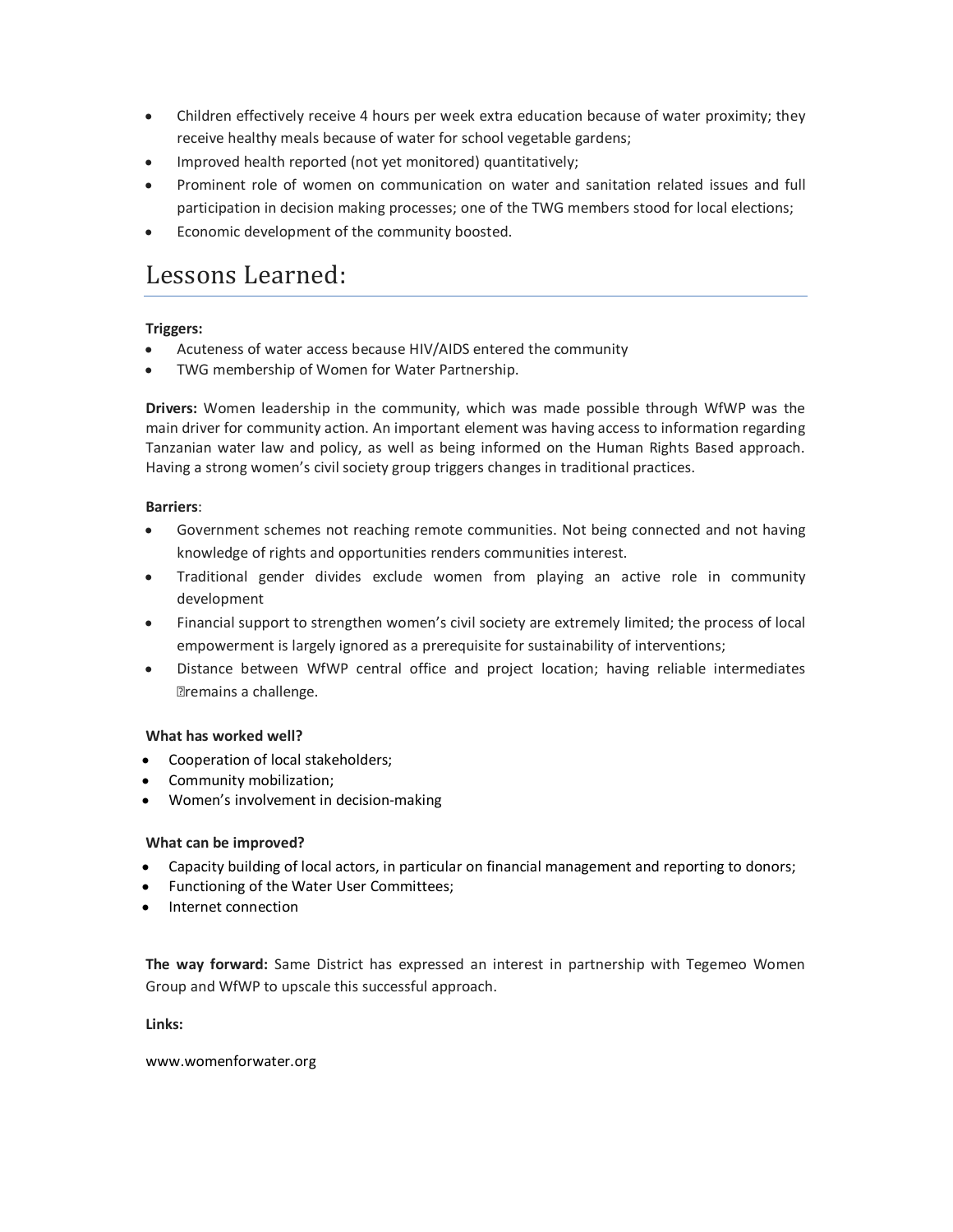- Children effectively receive 4 hours per week extra education because of water proximity; they receive healthy meals because of water for school vegetable gardens;
- Improved health reported (not yet monitored) quantitatively;
- Prominent role of women on communication on water and sanitation related issues and full participation in decision making processes; one of the TWG members stood for local elections;
- Economic development of the community boosted.

# Lessons Learned:

**Triggers:**

- Acuteness of water access because HIV/AIDS entered the community
- TWG membership of Women for Water Partnership.

**Drivers:** Women leadership in the community, which was made possible through WfWP was the main driver for community action. An important element was having access to information regarding Tanzanian water law and policy, as well as being informed on the Human Rights Based approach. Having a strong women's civil society group triggers changes in traditional practices.

**Barriers**:

- Government schemes not reaching remote communities. Not being connected and not having knowledge of rights and opportunities renders communities interest.
- Traditional gender divides exclude women from playing an active role in community development
- Financial support to strengthen women's civil society are extremely limited; the process of local empowerment is largely ignored as a prerequisite for sustainability of interventions;
- Distance between WfWP central office and project location; having reliable intermediates remains a challenge.

**What has worked well?**

- Cooperation of local stakeholders;
- Community mobilization;
- Women's involvement in decision-making

**What can be improved?**

- Capacity building of local actors, in particular on financial management and reporting to donors;
- Functioning of the Water User Committees;
- Internet connection

**The way forward:** Same District has expressed an interest in partnership with Tegemeo Women Group and WfWP to upscale this successful approach.

**Links:**

www.womenforwater.org